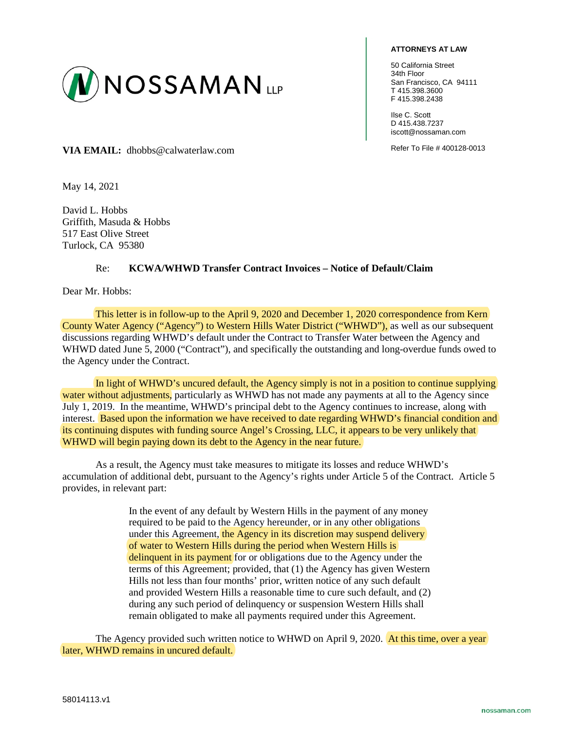NOSSAMAN LLP

**ATTORNEYS AT LAW**

50 California Street
34th Floor
San Francisco, CA 94111
T 415.398.3600
F 415.398.2438

Ilse C. Scott
D 415.438.7237
iscott@nossaman.com

Refer To File # 400128-0013

**VIA EMAIL:** dhobbs@calwaterlaw.com

May 14, 2021

David L. Hobbs
Griffith, Masuda & Hobbs
517 East Olive Street
Turlock, CA 95380

Re: **KCWA/WHWD Transfer Contract Invoices – Notice of Default/Claim**

Dear Mr. Hobbs:

This letter is in follow-up to the April 9, 2020 and December 1, 2020 correspondence from Kern County Water Agency ("Agency") to Western Hills Water District ("WHWD"), as well as our subsequent discussions regarding WHWD's default under the Contract to Transfer Water between the Agency and WHWD dated June 5, 2000 ("Contract"), and specifically the outstanding and long-overdue funds owed to the Agency under the Contract.

In light of WHWD's uncured default, the Agency simply is not in a position to continue supplying water without adjustments, particularly as WHWD has not made any payments at all to the Agency since July 1, 2019. In the meantime, WHWD's principal debt to the Agency continues to increase, along with interest. Based upon the information we have received to date regarding WHWD's financial condition and its continuing disputes with funding source Angel's Crossing, LLC, it appears to be very unlikely that WHWD will begin paying down its debt to the Agency in the near future.

As a result, the Agency must take measures to mitigate its losses and reduce WHWD's accumulation of additional debt, pursuant to the Agency's rights under Article 5 of the Contract. Article 5 provides, in relevant part:

> In the event of any default by Western Hills in the payment of any money required to be paid to the Agency hereunder, or in any other obligations under this Agreement, the Agency in its discretion may suspend delivery of water to Western Hills during the period when Western Hills is delinquent in its payment for or obligations due to the Agency under the terms of this Agreement; provided, that (1) the Agency has given Western Hills not less than four months' prior, written notice of any such default and provided Western Hills a reasonable time to cure such default, and (2) during any such period of delinquency or suspension Western Hills shall remain obligated to make all payments required under this Agreement.

The Agency provided such written notice to WHWD on April 9, 2020. At this time, over a year later, WHWD remains in uncured default.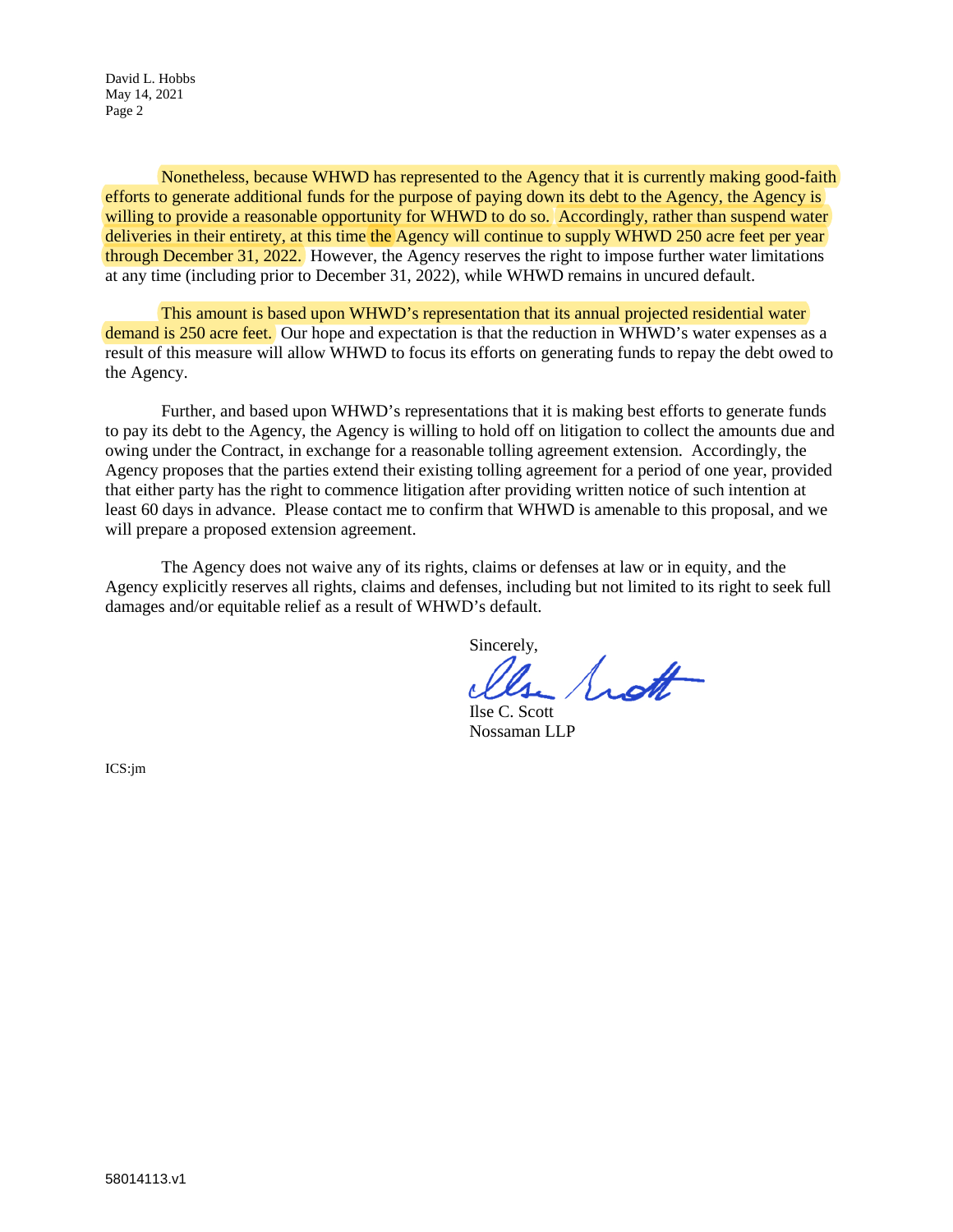Nonetheless, because WHWD has represented to the Agency that it is currently making good-faith efforts to generate additional funds for the purpose of paying down its debt to the Agency, the Agency is willing to provide a reasonable opportunity for WHWD to do so. Accordingly, rather than suspend water deliveries in their entirety, at this time the Agency will continue to supply WHWD 250 acre feet per year through December 31, 2022. However, the Agency reserves the right to impose further water limitations at any time (including prior to December 31, 2022), while WHWD remains in uncured default.

This amount is based upon WHWD's representation that its annual projected residential water demand is 250 acre feet. Our hope and expectation is that the reduction in WHWD's water expenses as a result of this measure will allow WHWD to focus its efforts on generating funds to repay the debt owed to the Agency.

Further, and based upon WHWD's representations that it is making best efforts to generate funds to pay its debt to the Agency, the Agency is willing to hold off on litigation to collect the amounts due and owing under the Contract, in exchange for a reasonable tolling agreement extension. Accordingly, the Agency proposes that the parties extend their existing tolling agreement for a period of one year, provided that either party has the right to commence litigation after providing written notice of such intention at least 60 days in advance. Please contact me to confirm that WHWD is amenable to this proposal, and we will prepare a proposed extension agreement.

The Agency does not waive any of its rights, claims or defenses at law or in equity, and the Agency explicitly reserves all rights, claims and defenses, including but not limited to its right to seek full damages and/or equitable relief as a result of WHWD's default.

Sincerely,

Ilse C. Scott
Nossaman LLP

ICS:jm

58014113.v1